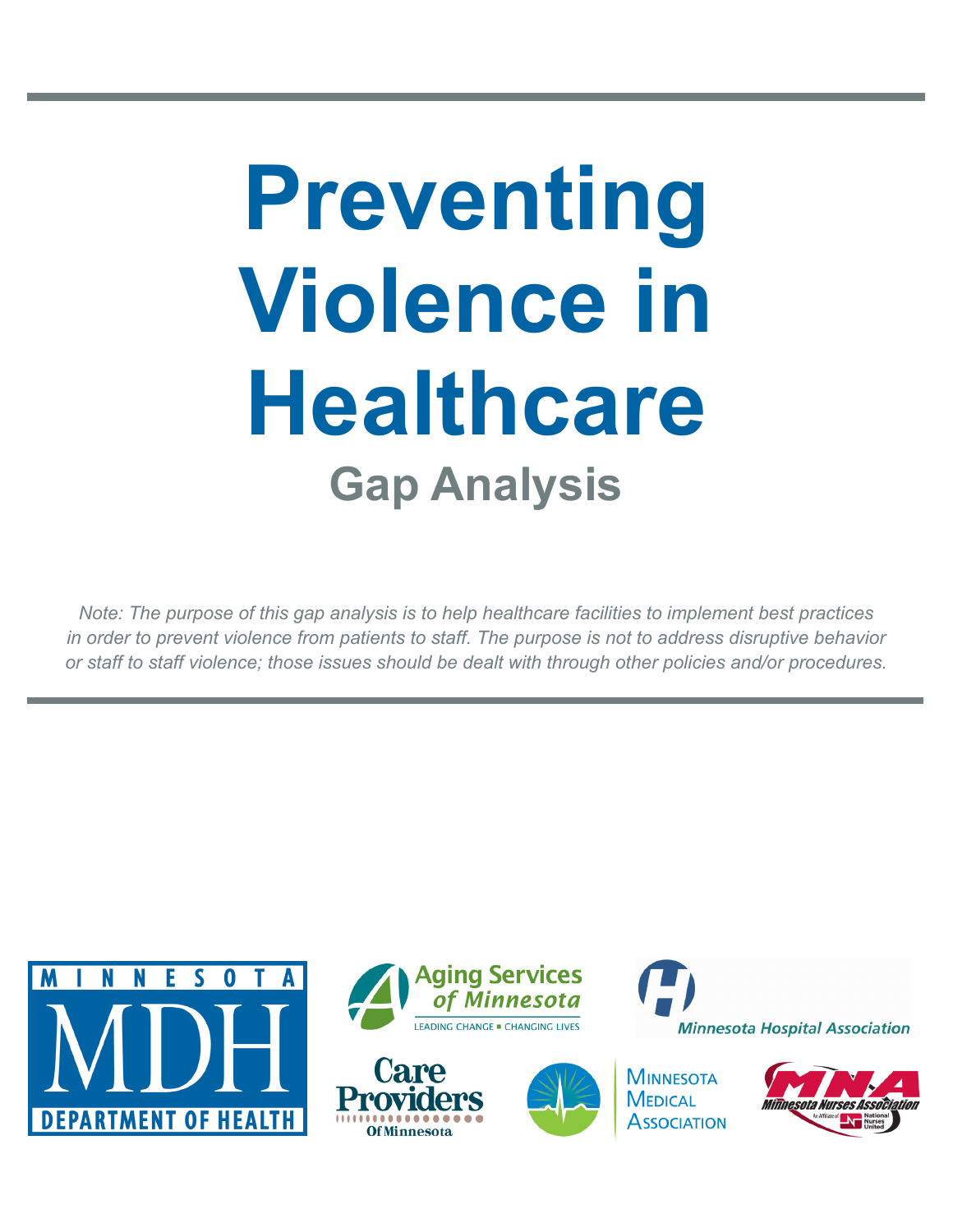# Preventing Violence in Healthcare

## Gap Analysis

*Note: The purpose of this gap analysis is to help healthcare facilities to implement best practices in order to prevent violence from patients to staff. The purpose is not to address disruptive behavior or staff to staff violence; those issues should be dealt with through other policies and/or procedures.*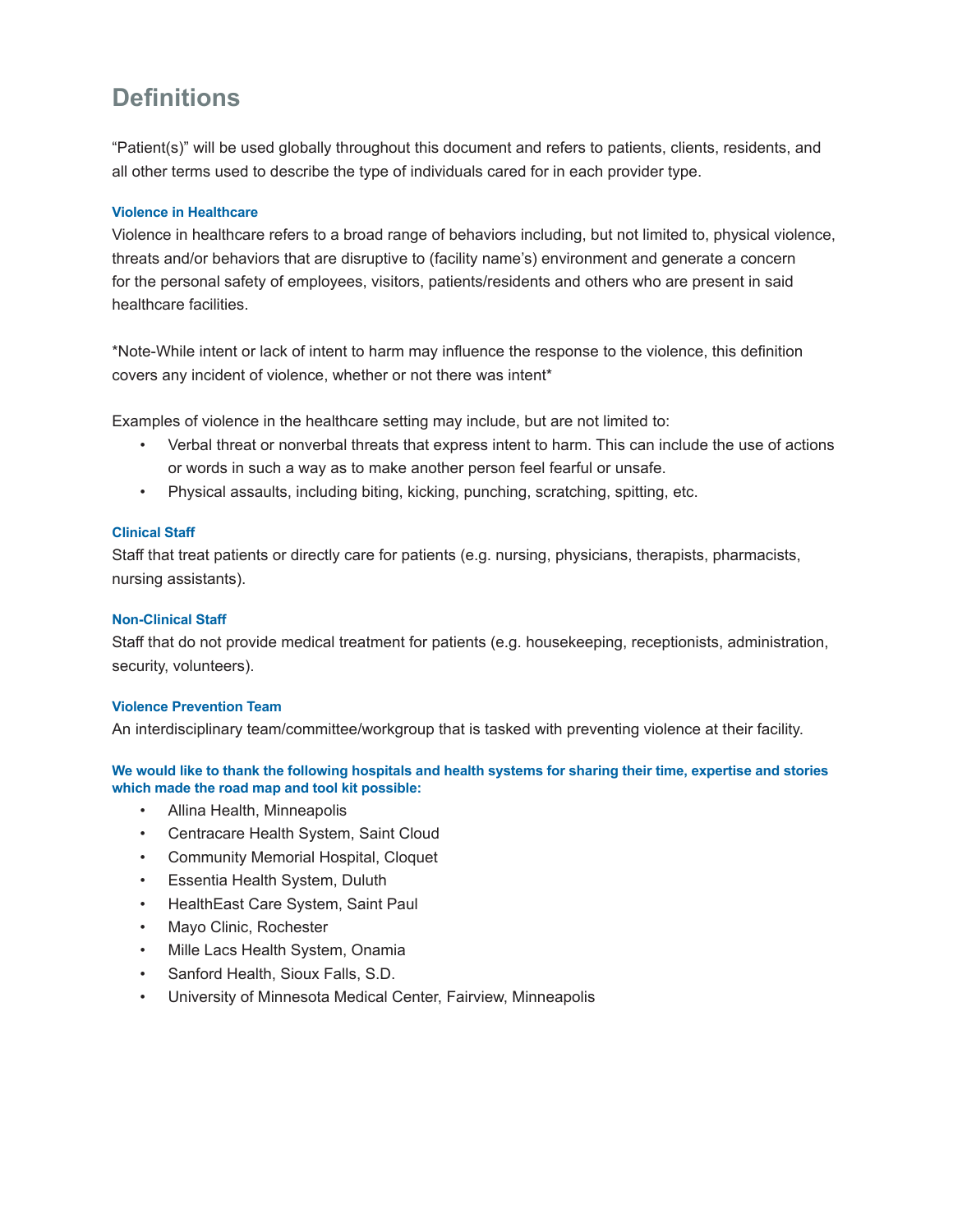# Definitions

"Patient(s)" will be used globally throughout this document and refers to patients, clients, residents, and all other terms used to describe the type of individuals cared for in each provider type.

### Violence in Healthcare

Violence in healthcare refers to a broad range of behaviors including, but not limited to, physical violence, threats and/or behaviors that are disruptive to (facility name's) environment and generate a concern for the personal safety of employees, visitors, patients/residents and others who are present in said healthcare facilities.

*Note-While intent or lack of intent to harm may influence the response to the violence, this definition covers any incident of violence, whether or not there was intent*

Examples of violence in the healthcare setting may include, but are not limited to:

- Verbal threat or nonverbal threats that express intent to harm. This can include the use of actions or words in such a way as to make another person feel fearful or unsafe.
- Physical assaults, including biting, kicking, punching, scratching, spitting, etc.

### Clinical Staff

Staff that treat patients or directly care for patients (e.g. nursing, physicians, therapists, pharmacists, nursing assistants).

### Non-Clinical Staff

Staff that do not provide medical treatment for patients (e.g. housekeeping, receptionists, administration, security, volunteers).

### Violence Prevention Team

An interdisciplinary team/committee/workgroup that is tasked with preventing violence at their facility.

**We would like to thank the following hospitals and health systems for sharing their time, expertise and stories which made the road map and tool kit possible:**

- Allina Health, Minneapolis
- Centracare Health System, Saint Cloud
- Community Memorial Hospital, Cloquet
- Essentia Health System, Duluth
- HealthEast Care System, Saint Paul
- Mayo Clinic, Rochester
- Mille Lacs Health System, Onamia
- Sanford Health, Sioux Falls, S.D.
- University of Minnesota Medical Center, Fairview, Minneapolis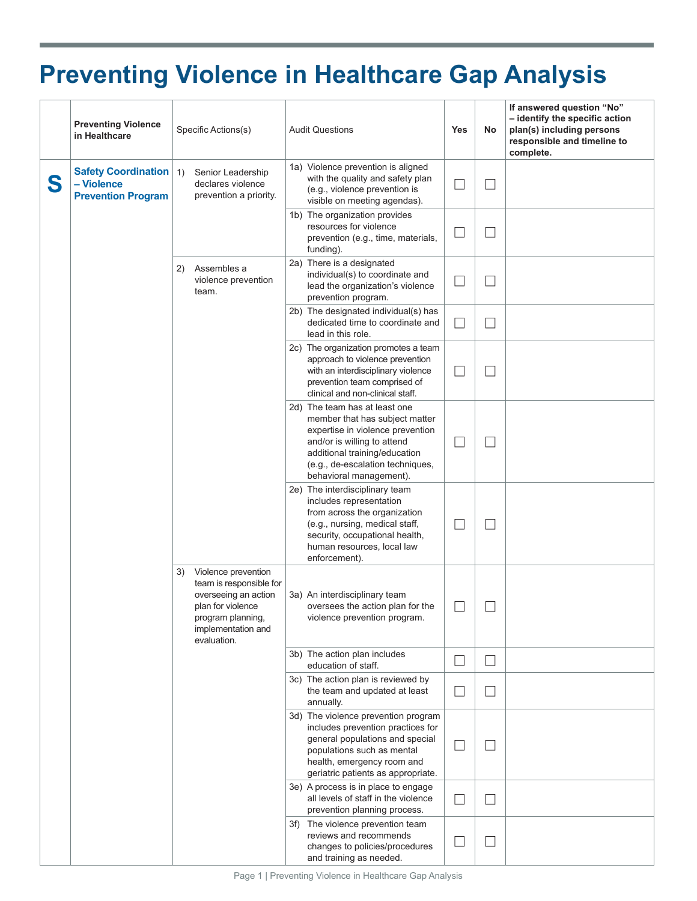# Preventing Violence in Healthcare Gap Analysis

| | Preventing Violence in Healthcare | Specific Actions(s) | Audit Questions | Yes | No | If answered question "No" – identify the specific action plan(s) including persons responsible and timeline to complete. |
|---|---|---|---|---|---|---|
| **S** | **Safety Coordination – Violence Prevention Program** | 1) Senior Leadership declares violence prevention a priority. | 1a) Violence prevention is aligned with the quality and safety plan (e.g., violence prevention is visible on meeting agendas). | ☐ | ☐ | |
| | | | 1b) The organization provides resources for violence prevention (e.g., time, materials, funding). | ☐ | ☐ | |
| | | 2) Assembles a violence prevention team. | 2a) There is a designated individual(s) to coordinate and lead the organization's violence prevention program. | ☐ | ☐ | |
| | | | 2b) The designated individual(s) has dedicated time to coordinate and lead in this role. | ☐ | ☐ | |
| | | | 2c) The organization promotes a team approach to violence prevention with an interdisciplinary violence prevention team comprised of clinical and non-clinical staff. | ☐ | ☐ | |
| | | | 2d) The team has at least one member that has subject matter expertise in violence prevention and/or is willing to attend additional training/education (e.g., de-escalation techniques, behavioral management). | ☐ | ☐ | |
| | | | 2e) The interdisciplinary team includes representation from across the organization (e.g., nursing, medical staff, security, occupational health, human resources, local law enforcement). | ☐ | ☐ | |
| | | 3) Violence prevention team is responsible for overseeing an action plan for violence program planning, implementation and evaluation. | 3a) An interdisciplinary team oversees the action plan for the violence prevention program. | ☐ | ☐ | |
| | | | 3b) The action plan includes education of staff. | ☐ | ☐ | |
| | | | 3c) The action plan is reviewed by the team and updated at least annually. | ☐ | ☐ | |
| | | | 3d) The violence prevention program includes prevention practices for general populations and special populations such as mental health, emergency room and geriatric patients as appropriate. | ☐ | ☐ | |
| | | | 3e) A process is in place to engage all levels of staff in the violence prevention planning process. | ☐ | ☐ | |
| | | | 3f) The violence prevention team reviews and recommends changes to policies/procedures and training as needed. | ☐ | ☐ | |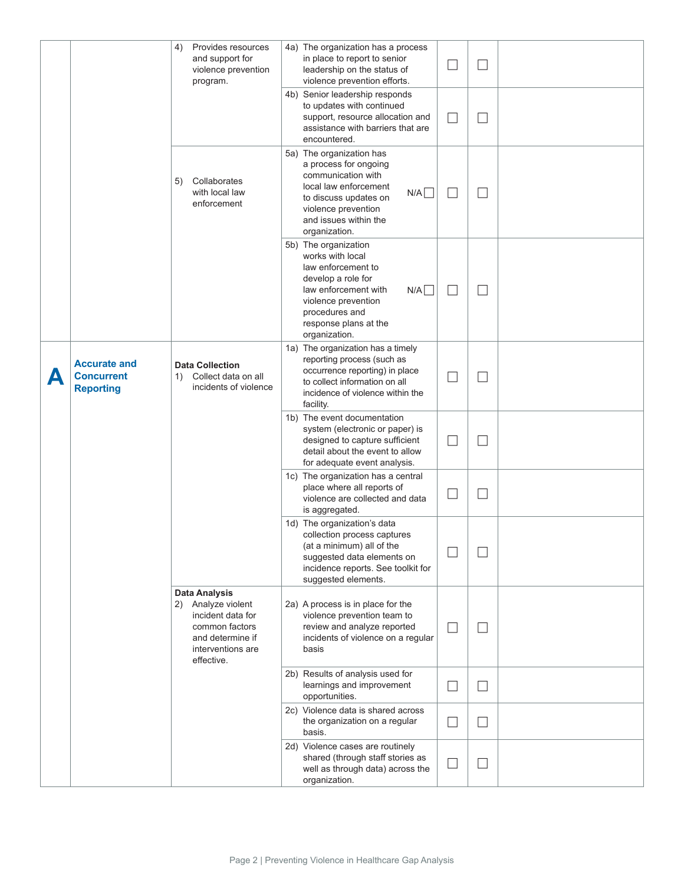| | | | | | | |
|---|---|---|---|---|---|---|
| | | 4) Provides resources and support for violence prevention program. | 4a) The organization has a process in place to report to senior leadership on the status of violence prevention efforts. | ☐ | ☐ | |
| | | | 4b) Senior leadership responds to updates with continued support, resource allocation and assistance with barriers that are encountered. | ☐ | ☐ | |
| | | 5) Collaborates with local law enforcement | 5a) The organization has a process for ongoing communication with local law enforcement to discuss updates on violence prevention and issues within the organization. N/A ☐ | ☐ | ☐ | |
| | | | 5b) The organization works with local law enforcement to develop a role for law enforcement with violence prevention procedures and response plans at the organization. N/A ☐ | ☐ | ☐ | |
| **A** | **Accurate and Concurrent Reporting** | **Data Collection** 1) Collect data on all incidents of violence | 1a) The organization has a timely reporting process (such as occurrence reporting) in place to collect information on all incidence of violence within the facility. | ☐ | ☐ | |
| | | | 1b) The event documentation system (electronic or paper) is designed to capture sufficient detail about the event to allow for adequate event analysis. | ☐ | ☐ | |
| | | | 1c) The organization has a central place where all reports of violence are collected and data is aggregated. | ☐ | ☐ | |
| | | | 1d) The organization's data collection process captures (at a minimum) all of the suggested data elements on incidence reports. See toolkit for suggested elements. | ☐ | ☐ | |
| | | **Data Analysis** 2) Analyze violent incident data for common factors and determine if interventions are effective. | 2a) A process is in place for the violence prevention team to review and analyze reported incidents of violence on a regular basis | ☐ | ☐ | |
| | | | 2b) Results of analysis used for learnings and improvement opportunities. | ☐ | ☐ | |
| | | | 2c) Violence data is shared across the organization on a regular basis. | ☐ | ☐ | |
| | | | 2d) Violence cases are routinely shared (through staff stories as well as through data) across the organization. | ☐ | ☐ | |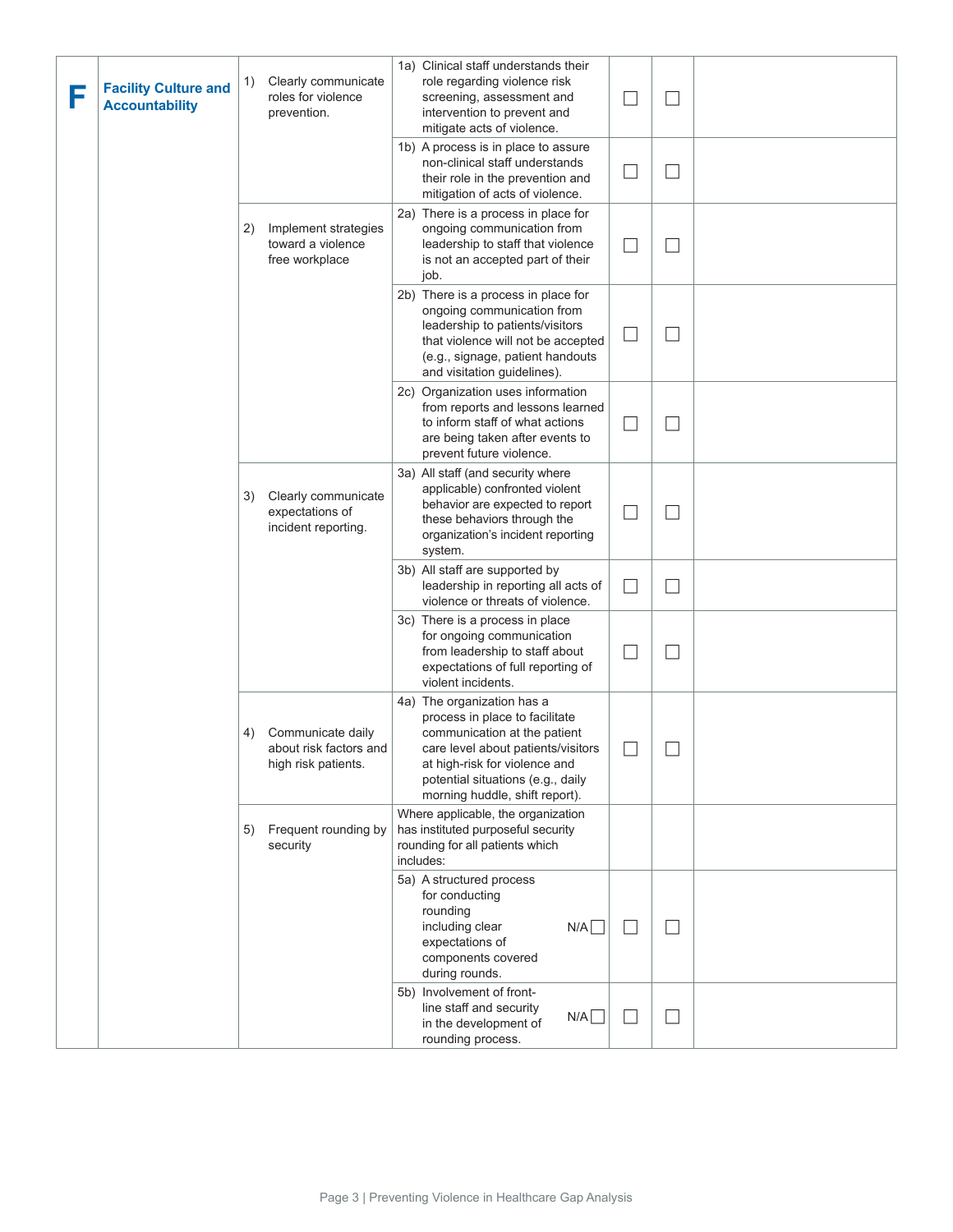| | | | | | | |
|---|---|---|---|---|---|---|
| **F** | **Facility Culture and Accountability** | 1) Clearly communicate roles for violence prevention. | 1a) Clinical staff understands their role regarding violence risk screening, assessment and intervention to prevent and mitigate acts of violence. | ☐ | ☐ | |
| | | | 1b) A process is in place to assure non-clinical staff understands their role in the prevention and mitigation of acts of violence. | ☐ | ☐ | |
| | | 2) Implement strategies toward a violence free workplace | 2a) There is a process in place for ongoing communication from leadership to staff that violence is not an accepted part of their job. | ☐ | ☐ | |
| | | | 2b) There is a process in place for ongoing communication from leadership to patients/visitors that violence will not be accepted (e.g., signage, patient handouts and visitation guidelines). | ☐ | ☐ | |
| | | | 2c) Organization uses information from reports and lessons learned to inform staff of what actions are being taken after events to prevent future violence. | ☐ | ☐ | |
| | | 3) Clearly communicate expectations of incident reporting. | 3a) All staff (and security where applicable) confronted violent behavior are expected to report these behaviors through the organization's incident reporting system. | ☐ | ☐ | |
| | | | 3b) All staff are supported by leadership in reporting all acts of violence or threats of violence. | ☐ | ☐ | |
| | | | 3c) There is a process in place for ongoing communication from leadership to staff about expectations of full reporting of violent incidents. | ☐ | ☐ | |
| | | 4) Communicate daily about risk factors and high risk patients. | 4a) The organization has a process in place to facilitate communication at the patient care level about patients/visitors at high-risk for violence and potential situations (e.g., daily morning huddle, shift report). | ☐ | ☐ | |
| | | 5) Frequent rounding by security | Where applicable, the organization has instituted purposeful security rounding for all patients which includes: | | | |
| | | | 5a) A structured process for conducting rounding including clear expectations of components covered during rounds. N/A ☐ | ☐ | ☐ | |
| | | | 5b) Involvement of front-line staff and security in the development of rounding process. N/A ☐ | ☐ | ☐ | |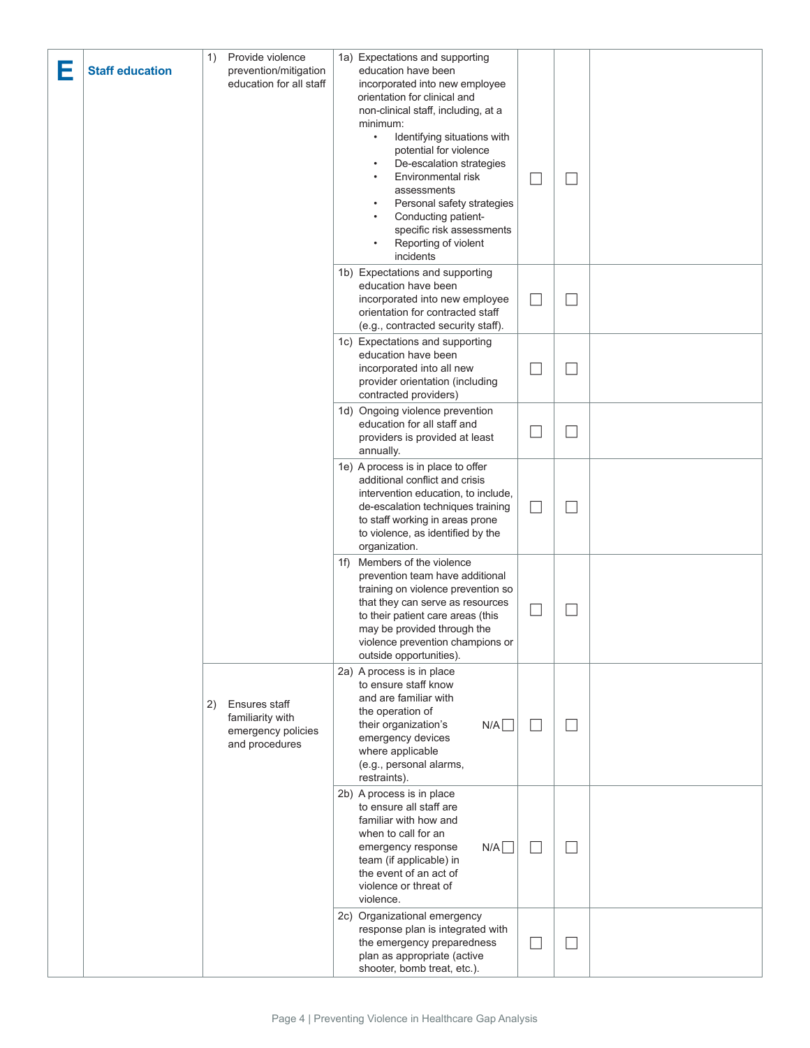| | | | | | | |
|---|---|---|---|---|---|---|
| **E** | **Staff education** | 1) Provide violence prevention/mitigation education for all staff | 1a) Expectations and supporting education have been incorporated into new employee orientation for clinical and non-clinical staff, including, at a minimum:<br>• Identifying situations with potential for violence<br>• De-escalation strategies<br>• Environmental risk assessments<br>• Personal safety strategies<br>• Conducting patient-specific risk assessments<br>• Reporting of violent incidents | ☐ | ☐ | |
| | | | 1b) Expectations and supporting education have been incorporated into new employee orientation for contracted staff (e.g., contracted security staff). | ☐ | ☐ | |
| | | | 1c) Expectations and supporting education have been incorporated into all new provider orientation (including contracted providers) | ☐ | ☐ | |
| | | | 1d) Ongoing violence prevention education for all staff and providers is provided at least annually. | ☐ | ☐ | |
| | | | 1e) A process is in place to offer additional conflict and crisis intervention education, to include, de-escalation techniques training to staff working in areas prone to violence, as identified by the organization. | ☐ | ☐ | |
| | | | 1f) Members of the violence prevention team have additional training on violence prevention so that they can serve as resources to their patient care areas (this may be provided through the violence prevention champions or outside opportunities). | ☐ | ☐ | |
| | | 2) Ensures staff familiarity with emergency policies and procedures | 2a) A process is in place to ensure staff know and are familiar with the operation of their organization's emergency devices where applicable (e.g., personal alarms, restraints). N/A ☐ | ☐ | ☐ | |
| | | | 2b) A process is in place to ensure all staff are familiar with how and when to call for an emergency response team (if applicable) in the event of an act of violence or threat of violence. N/A ☐ | ☐ | ☐ | |
| | | | 2c) Organizational emergency response plan is integrated with the emergency preparedness plan as appropriate (active shooter, bomb treat, etc.). | ☐ | ☐ | |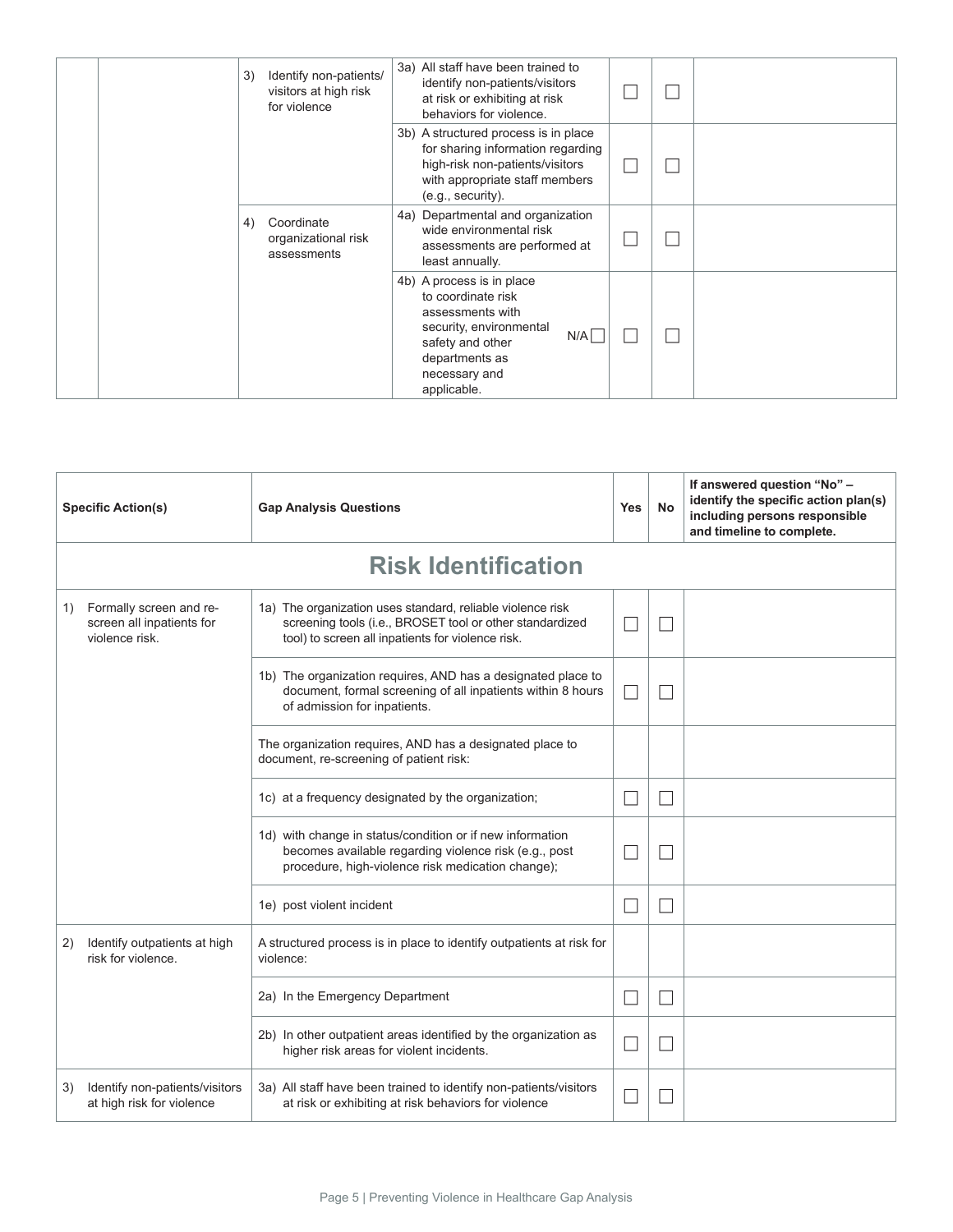| | | Specific Action(s) | Gap Analysis Questions | Yes | No | |
|---|---|---|---|---|---|---|
| | | 3) Identify non-patients/ visitors at high risk for violence | 3a) All staff have been trained to identify non-patients/visitors at risk or exhibiting at risk behaviors for violence. | ☐ | ☐ | |
| | | | 3b) A structured process is in place for sharing information regarding high-risk non-patients/visitors with appropriate staff members (e.g., security). | ☐ | ☐ | |
| | | 4) Coordinate organizational risk assessments | 4a) Departmental and organization wide environmental risk assessments are performed at least annually. | ☐ | ☐ | |
| | | | 4b) A process is in place to coordinate risk assessments with security, environmental safety and other departments as necessary and applicable. N/A ☐ | ☐ | ☐ | |

| Specific Action(s) | Gap Analysis Questions | Yes | No | If answered question "No" – identify the specific action plan(s) including persons responsible and timeline to complete. |
|---|---|---|---|---|
| **Risk Identification** | | | | |
| 1) Formally screen and re-screen all inpatients for violence risk. | 1a) The organization uses standard, reliable violence risk screening tools (i.e., BROSET tool or other standardized tool) to screen all inpatients for violence risk. | ☐ | ☐ | |
| | 1b) The organization requires, AND has a designated place to document, formal screening of all inpatients within 8 hours of admission for inpatients. | ☐ | ☐ | |
| | The organization requires, AND has a designated place to document, re-screening of patient risk: | | | |
| | 1c) at a frequency designated by the organization; | ☐ | ☐ | |
| | 1d) with change in status/condition or if new information becomes available regarding violence risk (e.g., post procedure, high-violence risk medication change); | ☐ | ☐ | |
| | 1e) post violent incident | ☐ | ☐ | |
| 2) Identify outpatients at high risk for violence. | A structured process is in place to identify outpatients at risk for violence: | | | |
| | 2a) In the Emergency Department | ☐ | ☐ | |
| | 2b) In other outpatient areas identified by the organization as higher risk areas for violent incidents. | ☐ | ☐ | |
| 3) Identify non-patients/visitors at high risk for violence | 3a) All staff have been trained to identify non-patients/visitors at risk or exhibiting at risk behaviors for violence | ☐ | ☐ | |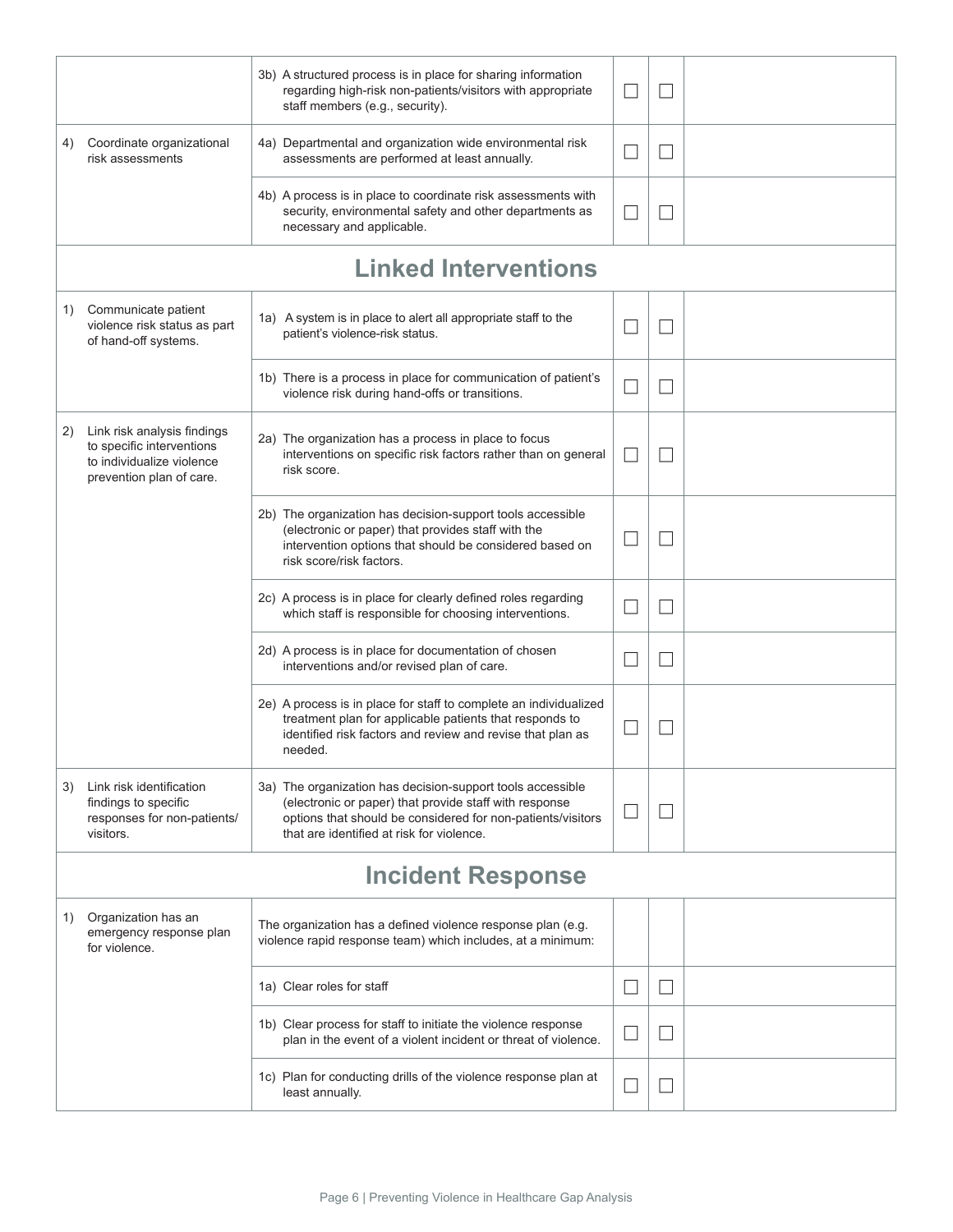| | | | | |
|---|---|---|---|---|
| | 3b) A structured process is in place for sharing information regarding high-risk non-patients/visitors with appropriate staff members (e.g., security). | ☐ | ☐ | |
| 4) Coordinate organizational risk assessments | 4a) Departmental and organization wide environmental risk assessments are performed at least annually. | ☐ | ☐ | |
| | 4b) A process is in place to coordinate risk assessments with security, environmental safety and other departments as necessary and applicable. | ☐ | ☐ | |
| **Linked Interventions** | | | | |
| 1) Communicate patient violence risk status as part of hand-off systems. | 1a) A system is in place to alert all appropriate staff to the patient's violence-risk status. | ☐ | ☐ | |
| | 1b) There is a process in place for communication of patient's violence risk during hand-offs or transitions. | ☐ | ☐ | |
| 2) Link risk analysis findings to specific interventions to individualize violence prevention plan of care. | 2a) The organization has a process in place to focus interventions on specific risk factors rather than on general risk score. | ☐ | ☐ | |
| | 2b) The organization has decision-support tools accessible (electronic or paper) that provides staff with the intervention options that should be considered based on risk score/risk factors. | ☐ | ☐ | |
| | 2c) A process is in place for clearly defined roles regarding which staff is responsible for choosing interventions. | ☐ | ☐ | |
| | 2d) A process is in place for documentation of chosen interventions and/or revised plan of care. | ☐ | ☐ | |
| | 2e) A process is in place for staff to complete an individualized treatment plan for applicable patients that responds to identified risk factors and review and revise that plan as needed. | ☐ | ☐ | |
| 3) Link risk identification findings to specific responses for non-patients/ visitors. | 3a) The organization has decision-support tools accessible (electronic or paper) that provide staff with response options that should be considered for non-patients/visitors that are identified at risk for violence. | ☐ | ☐ | |
| **Incident Response** | | | | |
| 1) Organization has an emergency response plan for violence. | The organization has a defined violence response plan (e.g. violence rapid response team) which includes, at a minimum: | | | |
| | 1a) Clear roles for staff | ☐ | ☐ | |
| | 1b) Clear process for staff to initiate the violence response plan in the event of a violent incident or threat of violence. | ☐ | ☐ | |
| | 1c) Plan for conducting drills of the violence response plan at least annually. | ☐ | ☐ | |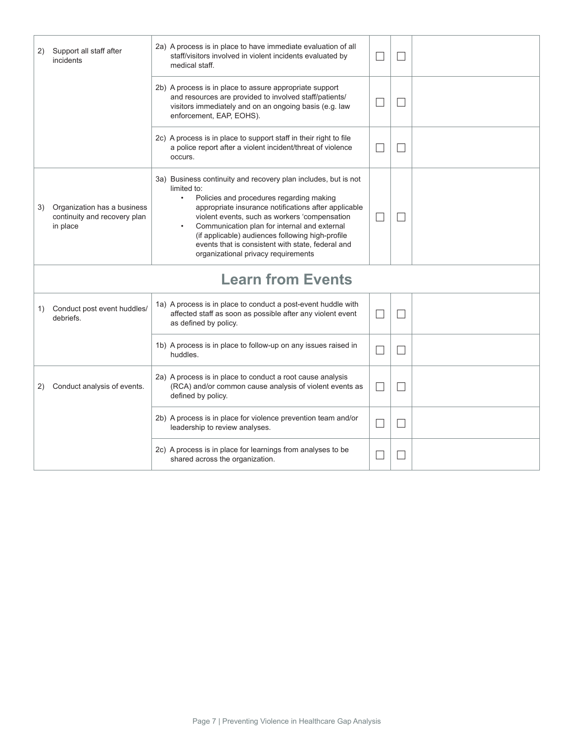| | | | | |
|---|---|---|---|---|
| 2) Support all staff after incidents | 2a) A process is in place to have immediate evaluation of all staff/visitors involved in violent incidents evaluated by medical staff. | ☐ | ☐ | |
| | 2b) A process is in place to assure appropriate support and resources are provided to involved staff/patients/ visitors immediately and on an ongoing basis (e.g. law enforcement, EAP, EOHS). | ☐ | ☐ | |
| | 2c) A process is in place to support staff in their right to file a police report after a violent incident/threat of violence occurs. | ☐ | ☐ | |
| 3) Organization has a business continuity and recovery plan in place | 3a) Business continuity and recovery plan includes, but is not limited to: <br>• Policies and procedures regarding making appropriate insurance notifications after applicable violent events, such as workers 'compensation <br>• Communication plan for internal and external (if applicable) audiences following high-profile events that is consistent with state, federal and organizational privacy requirements | ☐ | ☐ | |
| **Learn from Events** | | | | |
| 1) Conduct post event huddles/ debriefs. | 1a) A process is in place to conduct a post-event huddle with affected staff as soon as possible after any violent event as defined by policy. | ☐ | ☐ | |
| | 1b) A process is in place to follow-up on any issues raised in huddles. | ☐ | ☐ | |
| 2) Conduct analysis of events. | 2a) A process is in place to conduct a root cause analysis (RCA) and/or common cause analysis of violent events as defined by policy. | ☐ | ☐ | |
| | 2b) A process is in place for violence prevention team and/or leadership to review analyses. | ☐ | ☐ | |
| | 2c) A process is in place for learnings from analyses to be shared across the organization. | ☐ | ☐ | |